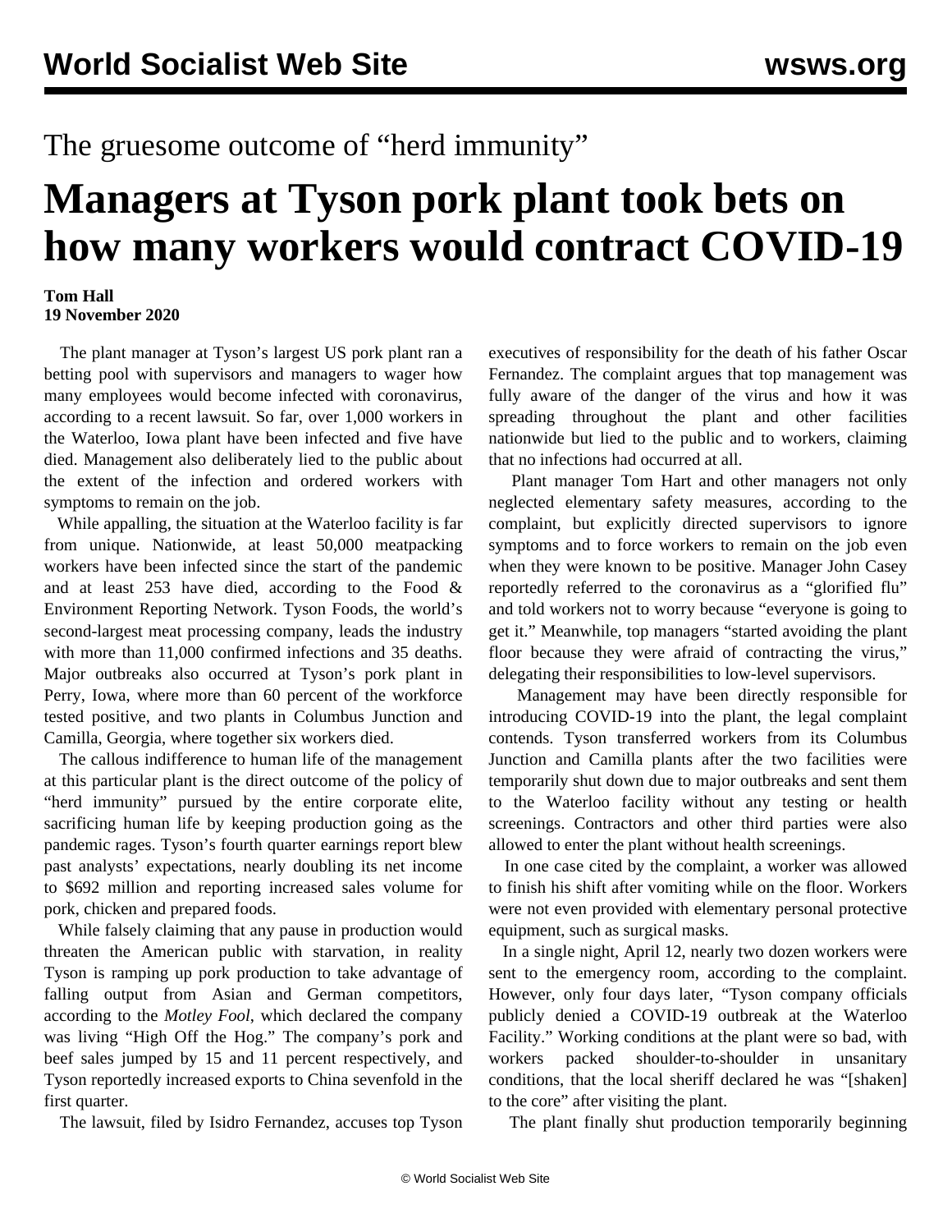The gruesome outcome of "herd immunity"

# Managers at Tyson pork plant took bets on how many workers would contract COVID-19

**Tom Hall**
**19 November 2020**

The plant manager at Tyson's largest US pork plant ran a betting pool with supervisors and managers to wager how many employees would become infected with coronavirus, according to a recent lawsuit. So far, over 1,000 workers in the Waterloo, Iowa plant have been infected and five have died. Management also deliberately lied to the public about the extent of the infection and ordered workers with symptoms to remain on the job.

While appalling, the situation at the Waterloo facility is far from unique. Nationwide, at least 50,000 meatpacking workers have been infected since the start of the pandemic and at least 253 have died, according to the Food & Environment Reporting Network. Tyson Foods, the world's second-largest meat processing company, leads the industry with more than 11,000 confirmed infections and 35 deaths. Major outbreaks also occurred at Tyson's pork plant in Perry, Iowa, where more than 60 percent of the workforce tested positive, and two plants in Columbus Junction and Camilla, Georgia, where together six workers died.

The callous indifference to human life of the management at this particular plant is the direct outcome of the policy of "herd immunity" pursued by the entire corporate elite, sacrificing human life by keeping production going as the pandemic rages. Tyson's fourth quarter earnings report blew past analysts' expectations, nearly doubling its net income to $692 million and reporting increased sales volume for pork, chicken and prepared foods.

While falsely claiming that any pause in production would threaten the American public with starvation, in reality Tyson is ramping up pork production to take advantage of falling output from Asian and German competitors, according to the *Motley Fool*, which declared the company was living "High Off the Hog." The company's pork and beef sales jumped by 15 and 11 percent respectively, and Tyson reportedly increased exports to China sevenfold in the first quarter.

The lawsuit, filed by Isidro Fernandez, accuses top Tyson executives of responsibility for the death of his father Oscar Fernandez. The complaint argues that top management was fully aware of the danger of the virus and how it was spreading throughout the plant and other facilities nationwide but lied to the public and to workers, claiming that no infections had occurred at all.

Plant manager Tom Hart and other managers not only neglected elementary safety measures, according to the complaint, but explicitly directed supervisors to ignore symptoms and to force workers to remain on the job even when they were known to be positive. Manager John Casey reportedly referred to the coronavirus as a "glorified flu" and told workers not to worry because "everyone is going to get it." Meanwhile, top managers "started avoiding the plant floor because they were afraid of contracting the virus," delegating their responsibilities to low-level supervisors.

Management may have been directly responsible for introducing COVID-19 into the plant, the legal complaint contends. Tyson transferred workers from its Columbus Junction and Camilla plants after the two facilities were temporarily shut down due to major outbreaks and sent them to the Waterloo facility without any testing or health screenings. Contractors and other third parties were also allowed to enter the plant without health screenings.

In one case cited by the complaint, a worker was allowed to finish his shift after vomiting while on the floor. Workers were not even provided with elementary personal protective equipment, such as surgical masks.

In a single night, April 12, nearly two dozen workers were sent to the emergency room, according to the complaint. However, only four days later, "Tyson company officials publicly denied a COVID-19 outbreak at the Waterloo Facility." Working conditions at the plant were so bad, with workers packed shoulder-to-shoulder in unsanitary conditions, that the local sheriff declared he was "[shaken] to the core" after visiting the plant.

The plant finally shut production temporarily beginning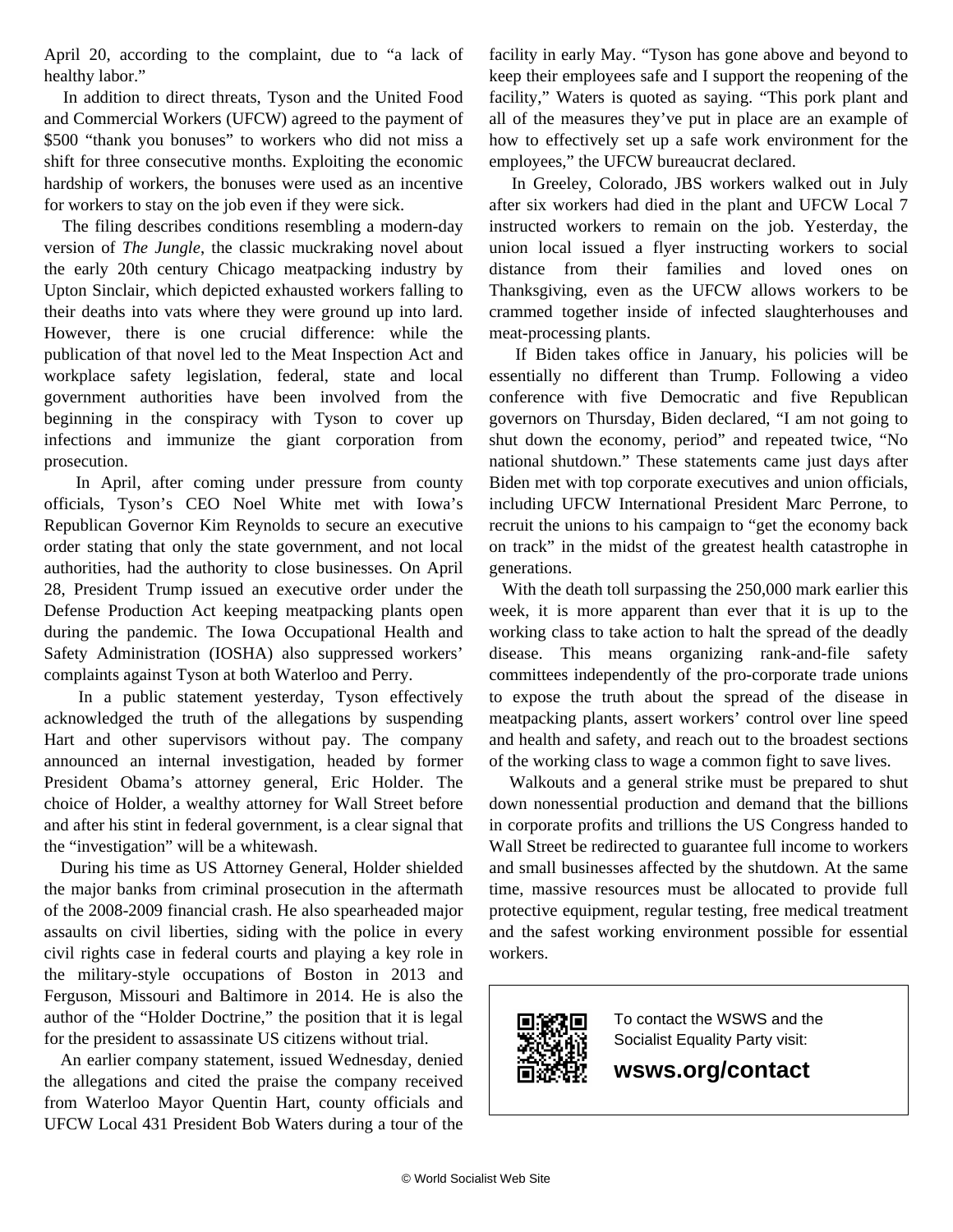April 20, according to the complaint, due to "a lack of healthy labor."

In addition to direct threats, Tyson and the United Food and Commercial Workers (UFCW) agreed to the payment of $500 "thank you bonuses" to workers who did not miss a shift for three consecutive months. Exploiting the economic hardship of workers, the bonuses were used as an incentive for workers to stay on the job even if they were sick.

The filing describes conditions resembling a modern-day version of *The Jungle*, the classic muckraking novel about the early 20th century Chicago meatpacking industry by Upton Sinclair, which depicted exhausted workers falling to their deaths into vats where they were ground up into lard. However, there is one crucial difference: while the publication of that novel led to the Meat Inspection Act and workplace safety legislation, federal, state and local government authorities have been involved from the beginning in the conspiracy with Tyson to cover up infections and immunize the giant corporation from prosecution.

In April, after coming under pressure from county officials, Tyson's CEO Noel White met with Iowa's Republican Governor Kim Reynolds to secure an executive order stating that only the state government, and not local authorities, had the authority to close businesses. On April 28, President Trump issued an executive order under the Defense Production Act keeping meatpacking plants open during the pandemic. The Iowa Occupational Health and Safety Administration (IOSHA) also suppressed workers' complaints against Tyson at both Waterloo and Perry.

In a public statement yesterday, Tyson effectively acknowledged the truth of the allegations by suspending Hart and other supervisors without pay. The company announced an internal investigation, headed by former President Obama's attorney general, Eric Holder. The choice of Holder, a wealthy attorney for Wall Street before and after his stint in federal government, is a clear signal that the "investigation" will be a whitewash.

During his time as US Attorney General, Holder shielded the major banks from criminal prosecution in the aftermath of the 2008-2009 financial crash. He also spearheaded major assaults on civil liberties, siding with the police in every civil rights case in federal courts and playing a key role in the military-style occupations of Boston in 2013 and Ferguson, Missouri and Baltimore in 2014. He is also the author of the "Holder Doctrine," the position that it is legal for the president to assassinate US citizens without trial.

An earlier company statement, issued Wednesday, denied the allegations and cited the praise the company received from Waterloo Mayor Quentin Hart, county officials and UFCW Local 431 President Bob Waters during a tour of the facility in early May. "Tyson has gone above and beyond to keep their employees safe and I support the reopening of the facility," Waters is quoted as saying. "This pork plant and all of the measures they've put in place are an example of how to effectively set up a safe work environment for the employees," the UFCW bureaucrat declared.

In Greeley, Colorado, JBS workers walked out in July after six workers had died in the plant and UFCW Local 7 instructed workers to remain on the job. Yesterday, the union local issued a flyer instructing workers to social distance from their families and loved ones on Thanksgiving, even as the UFCW allows workers to be crammed together inside of infected slaughterhouses and meat-processing plants.

If Biden takes office in January, his policies will be essentially no different than Trump. Following a video conference with five Democratic and five Republican governors on Thursday, Biden declared, "I am not going to shut down the economy, period" and repeated twice, "No national shutdown." These statements came just days after Biden met with top corporate executives and union officials, including UFCW International President Marc Perrone, to recruit the unions to his campaign to "get the economy back on track" in the midst of the greatest health catastrophe in generations.

With the death toll surpassing the 250,000 mark earlier this week, it is more apparent than ever that it is up to the working class to take action to halt the spread of the deadly disease. This means organizing rank-and-file safety committees independently of the pro-corporate trade unions to expose the truth about the spread of the disease in meatpacking plants, assert workers' control over line speed and health and safety, and reach out to the broadest sections of the working class to wage a common fight to save lives.

Walkouts and a general strike must be prepared to shut down nonessential production and demand that the billions in corporate profits and trillions the US Congress handed to Wall Street be redirected to guarantee full income to workers and small businesses affected by the shutdown. At the same time, massive resources must be allocated to provide full protective equipment, regular testing, free medical treatment and the safest working environment possible for essential workers.

To contact the WSWS and the Socialist Equality Party visit:

**wsws.org/contact**